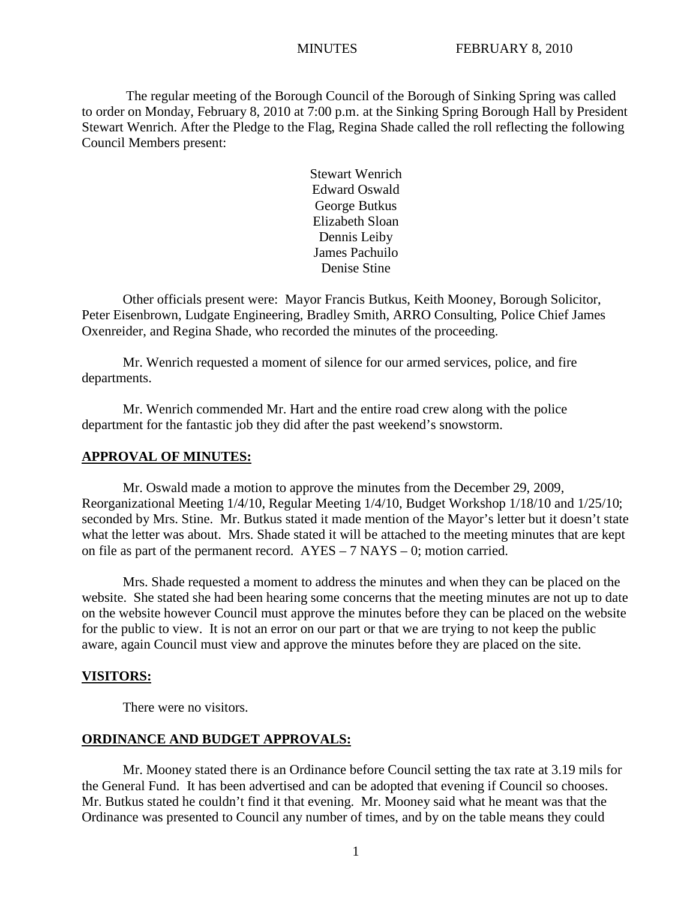MINUTES FEBRUARY 8, 2010

The regular meeting of the Borough Council of the Borough of Sinking Spring was called to order on Monday, February 8, 2010 at 7:00 p.m. at the Sinking Spring Borough Hall by President Stewart Wenrich. After the Pledge to the Flag, Regina Shade called the roll reflecting the following Council Members present:

Stewart Wenrich
Edward Oswald
George Butkus
Elizabeth Sloan
Dennis Leiby
James Pachuilo
Denise Stine

Other officials present were: Mayor Francis Butkus, Keith Mooney, Borough Solicitor, Peter Eisenbrown, Ludgate Engineering, Bradley Smith, ARRO Consulting, Police Chief James Oxenreider, and Regina Shade, who recorded the minutes of the proceeding.

Mr. Wenrich requested a moment of silence for our armed services, police, and fire departments.

Mr. Wenrich commended Mr. Hart and the entire road crew along with the police department for the fantastic job they did after the past weekend's snowstorm.

## APPROVAL OF MINUTES:

Mr. Oswald made a motion to approve the minutes from the December 29, 2009, Reorganizational Meeting 1/4/10, Regular Meeting 1/4/10, Budget Workshop 1/18/10 and 1/25/10; seconded by Mrs. Stine. Mr. Butkus stated it made mention of the Mayor's letter but it doesn't state what the letter was about. Mrs. Shade stated it will be attached to the meeting minutes that are kept on file as part of the permanent record. AYES – 7 NAYS – 0; motion carried.

Mrs. Shade requested a moment to address the minutes and when they can be placed on the website. She stated she had been hearing some concerns that the meeting minutes are not up to date on the website however Council must approve the minutes before they can be placed on the website for the public to view. It is not an error on our part or that we are trying to not keep the public aware, again Council must view and approve the minutes before they are placed on the site.

## VISITORS:

There were no visitors.

## ORDINANCE AND BUDGET APPROVALS:

Mr. Mooney stated there is an Ordinance before Council setting the tax rate at 3.19 mils for the General Fund. It has been advertised and can be adopted that evening if Council so chooses. Mr. Butkus stated he couldn't find it that evening. Mr. Mooney said what he meant was that the Ordinance was presented to Council any number of times, and by on the table means they could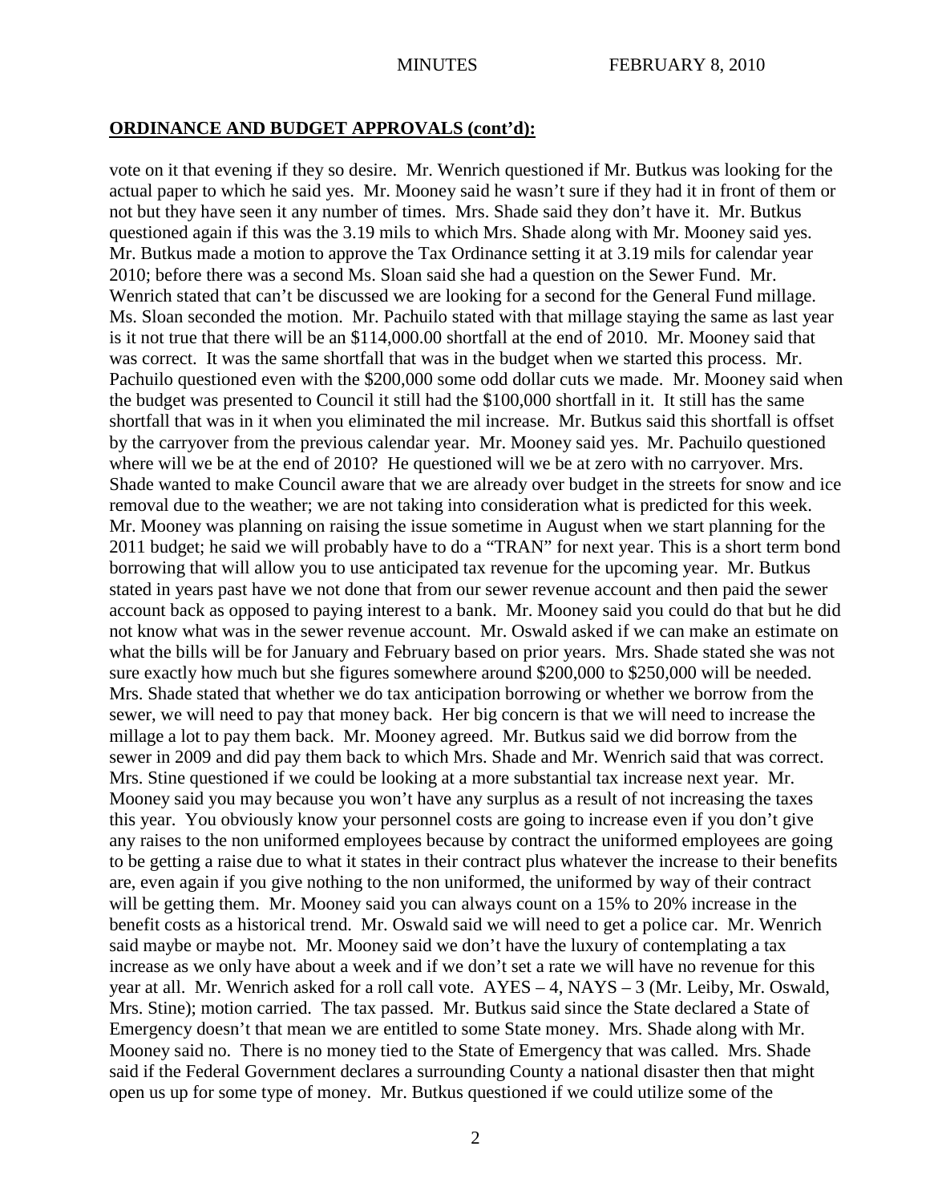## ORDINANCE AND BUDGET APPROVALS (cont'd):

vote on it that evening if they so desire. Mr. Wenrich questioned if Mr. Butkus was looking for the actual paper to which he said yes. Mr. Mooney said he wasn't sure if they had it in front of them or not but they have seen it any number of times. Mrs. Shade said they don't have it. Mr. Butkus questioned again if this was the 3.19 mils to which Mrs. Shade along with Mr. Mooney said yes. Mr. Butkus made a motion to approve the Tax Ordinance setting it at 3.19 mils for calendar year 2010; before there was a second Ms. Sloan said she had a question on the Sewer Fund. Mr. Wenrich stated that can't be discussed we are looking for a second for the General Fund millage. Ms. Sloan seconded the motion. Mr. Pachuilo stated with that millage staying the same as last year is it not true that there will be an $114,000.00 shortfall at the end of 2010. Mr. Mooney said that was correct. It was the same shortfall that was in the budget when we started this process. Mr. Pachuilo questioned even with the $200,000 some odd dollar cuts we made. Mr. Mooney said when the budget was presented to Council it still had the $100,000 shortfall in it. It still has the same shortfall that was in it when you eliminated the mil increase. Mr. Butkus said this shortfall is offset by the carryover from the previous calendar year. Mr. Mooney said yes. Mr. Pachuilo questioned where will we be at the end of 2010? He questioned will we be at zero with no carryover. Mrs. Shade wanted to make Council aware that we are already over budget in the streets for snow and ice removal due to the weather; we are not taking into consideration what is predicted for this week. Mr. Mooney was planning on raising the issue sometime in August when we start planning for the 2011 budget; he said we will probably have to do a "TRAN" for next year. This is a short term bond borrowing that will allow you to use anticipated tax revenue for the upcoming year. Mr. Butkus stated in years past have we not done that from our sewer revenue account and then paid the sewer account back as opposed to paying interest to a bank. Mr. Mooney said you could do that but he did not know what was in the sewer revenue account. Mr. Oswald asked if we can make an estimate on what the bills will be for January and February based on prior years. Mrs. Shade stated she was not sure exactly how much but she figures somewhere around $200,000 to $250,000 will be needed. Mrs. Shade stated that whether we do tax anticipation borrowing or whether we borrow from the sewer, we will need to pay that money back. Her big concern is that we will need to increase the millage a lot to pay them back. Mr. Mooney agreed. Mr. Butkus said we did borrow from the sewer in 2009 and did pay them back to which Mrs. Shade and Mr. Wenrich said that was correct. Mrs. Stine questioned if we could be looking at a more substantial tax increase next year. Mr. Mooney said you may because you won't have any surplus as a result of not increasing the taxes this year. You obviously know your personnel costs are going to increase even if you don't give any raises to the non uniformed employees because by contract the uniformed employees are going to be getting a raise due to what it states in their contract plus whatever the increase to their benefits are, even again if you give nothing to the non uniformed, the uniformed by way of their contract will be getting them. Mr. Mooney said you can always count on a 15% to 20% increase in the benefit costs as a historical trend. Mr. Oswald said we will need to get a police car. Mr. Wenrich said maybe or maybe not. Mr. Mooney said we don't have the luxury of contemplating a tax increase as we only have about a week and if we don't set a rate we will have no revenue for this year at all. Mr. Wenrich asked for a roll call vote. AYES – 4, NAYS – 3 (Mr. Leiby, Mr. Oswald, Mrs. Stine); motion carried. The tax passed. Mr. Butkus said since the State declared a State of Emergency doesn't that mean we are entitled to some State money. Mrs. Shade along with Mr. Mooney said no. There is no money tied to the State of Emergency that was called. Mrs. Shade said if the Federal Government declares a surrounding County a national disaster then that might open us up for some type of money. Mr. Butkus questioned if we could utilize some of the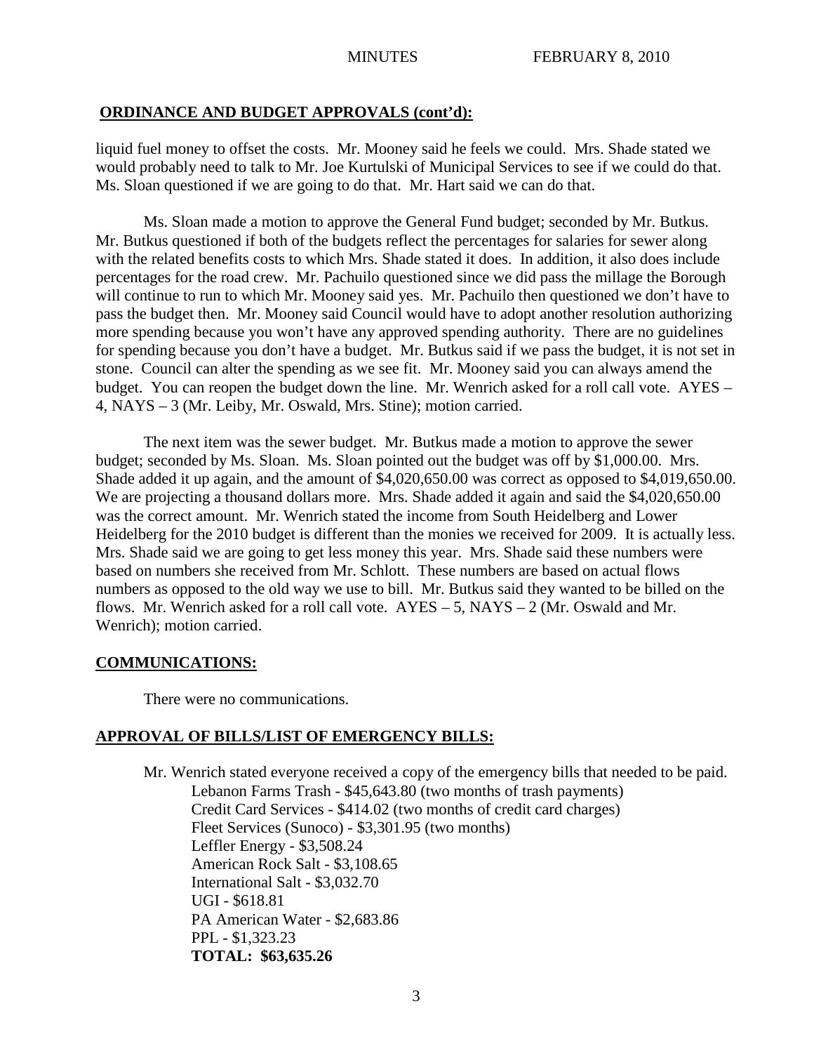## ORDINANCE AND BUDGET APPROVALS (cont'd):

liquid fuel money to offset the costs. Mr. Mooney said he feels we could. Mrs. Shade stated we would probably need to talk to Mr. Joe Kurtulski of Municipal Services to see if we could do that. Ms. Sloan questioned if we are going to do that. Mr. Hart said we can do that.

Ms. Sloan made a motion to approve the General Fund budget; seconded by Mr. Butkus. Mr. Butkus questioned if both of the budgets reflect the percentages for salaries for sewer along with the related benefits costs to which Mrs. Shade stated it does. In addition, it also does include percentages for the road crew. Mr. Pachuilo questioned since we did pass the millage the Borough will continue to run to which Mr. Mooney said yes. Mr. Pachuilo then questioned we don't have to pass the budget then. Mr. Mooney said Council would have to adopt another resolution authorizing more spending because you won't have any approved spending authority. There are no guidelines for spending because you don't have a budget. Mr. Butkus said if we pass the budget, it is not set in stone. Council can alter the spending as we see fit. Mr. Mooney said you can always amend the budget. You can reopen the budget down the line. Mr. Wenrich asked for a roll call vote. AYES – 4, NAYS – 3 (Mr. Leiby, Mr. Oswald, Mrs. Stine); motion carried.

The next item was the sewer budget. Mr. Butkus made a motion to approve the sewer budget; seconded by Ms. Sloan. Ms. Sloan pointed out the budget was off by $1,000.00. Mrs. Shade added it up again, and the amount of $4,020,650.00 was correct as opposed to $4,019,650.00. We are projecting a thousand dollars more. Mrs. Shade added it again and said the $4,020,650.00 was the correct amount. Mr. Wenrich stated the income from South Heidelberg and Lower Heidelberg for the 2010 budget is different than the monies we received for 2009. It is actually less. Mrs. Shade said we are going to get less money this year. Mrs. Shade said these numbers were based on numbers she received from Mr. Schlott. These numbers are based on actual flows numbers as opposed to the old way we use to bill. Mr. Butkus said they wanted to be billed on the flows. Mr. Wenrich asked for a roll call vote. AYES – 5, NAYS – 2 (Mr. Oswald and Mr. Wenrich); motion carried.

## COMMUNICATIONS:

There were no communications.

## APPROVAL OF BILLS/LIST OF EMERGENCY BILLS:

Mr. Wenrich stated everyone received a copy of the emergency bills that needed to be paid.

Lebanon Farms Trash - $45,643.80 (two months of trash payments)
Credit Card Services - $414.02 (two months of credit card charges)
Fleet Services (Sunoco) - $3,301.95 (two months)
Leffler Energy - $3,508.24
American Rock Salt - $3,108.65
International Salt - $3,032.70
UGI - $618.81
PA American Water - $2,683.86
PPL - $1,323.23
**TOTAL: $63,635.26**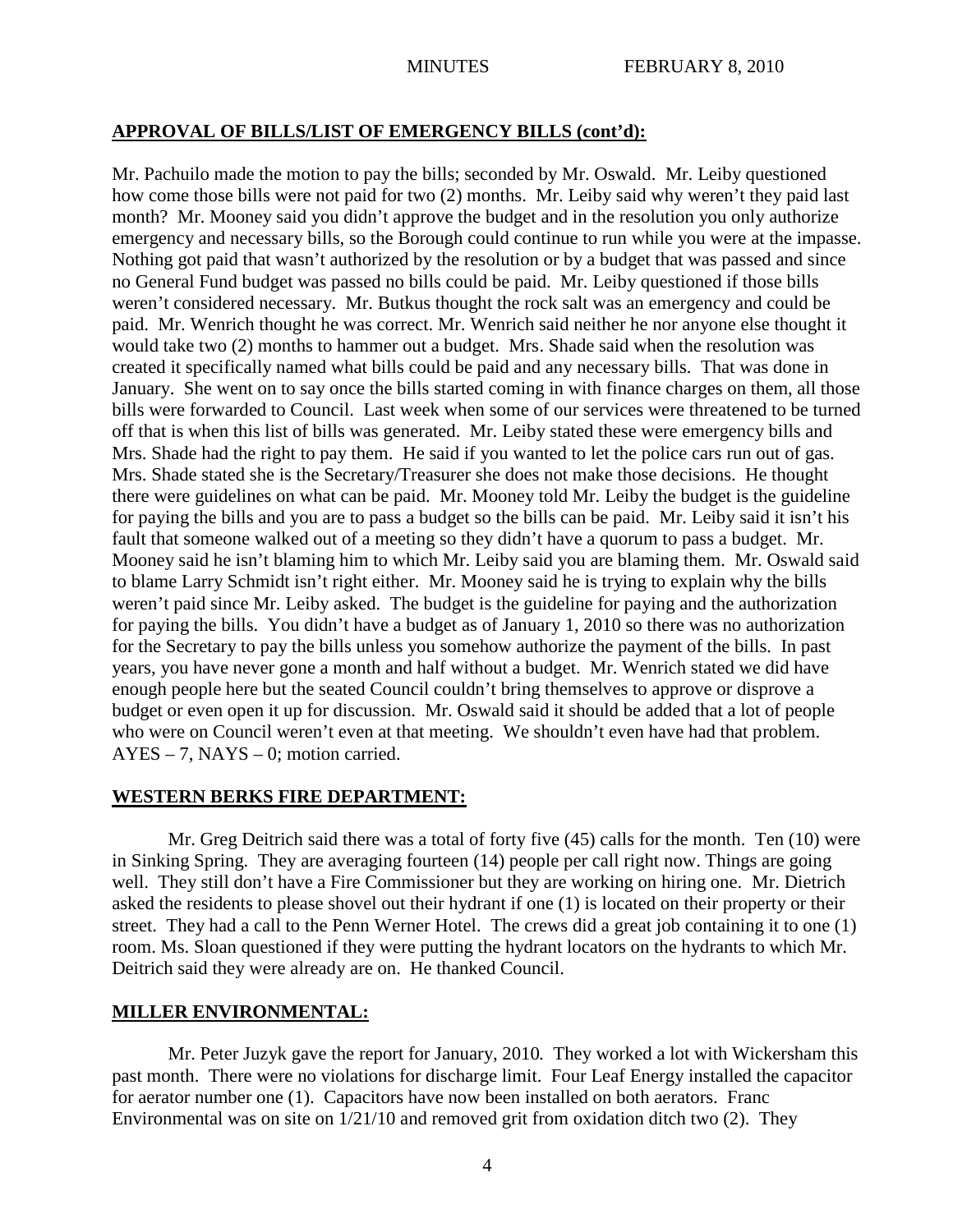## APPROVAL OF BILLS/LIST OF EMERGENCY BILLS (cont'd):

Mr. Pachuilo made the motion to pay the bills; seconded by Mr. Oswald. Mr. Leiby questioned how come those bills were not paid for two (2) months. Mr. Leiby said why weren't they paid last month? Mr. Mooney said you didn't approve the budget and in the resolution you only authorize emergency and necessary bills, so the Borough could continue to run while you were at the impasse. Nothing got paid that wasn't authorized by the resolution or by a budget that was passed and since no General Fund budget was passed no bills could be paid. Mr. Leiby questioned if those bills weren't considered necessary. Mr. Butkus thought the rock salt was an emergency and could be paid. Mr. Wenrich thought he was correct. Mr. Wenrich said neither he nor anyone else thought it would take two (2) months to hammer out a budget. Mrs. Shade said when the resolution was created it specifically named what bills could be paid and any necessary bills. That was done in January. She went on to say once the bills started coming in with finance charges on them, all those bills were forwarded to Council. Last week when some of our services were threatened to be turned off that is when this list of bills was generated. Mr. Leiby stated these were emergency bills and Mrs. Shade had the right to pay them. He said if you wanted to let the police cars run out of gas. Mrs. Shade stated she is the Secretary/Treasurer she does not make those decisions. He thought there were guidelines on what can be paid. Mr. Mooney told Mr. Leiby the budget is the guideline for paying the bills and you are to pass a budget so the bills can be paid. Mr. Leiby said it isn't his fault that someone walked out of a meeting so they didn't have a quorum to pass a budget. Mr. Mooney said he isn't blaming him to which Mr. Leiby said you are blaming them. Mr. Oswald said to blame Larry Schmidt isn't right either. Mr. Mooney said he is trying to explain why the bills weren't paid since Mr. Leiby asked. The budget is the guideline for paying and the authorization for paying the bills. You didn't have a budget as of January 1, 2010 so there was no authorization for the Secretary to pay the bills unless you somehow authorize the payment of the bills. In past years, you have never gone a month and half without a budget. Mr. Wenrich stated we did have enough people here but the seated Council couldn't bring themselves to approve or disprove a budget or even open it up for discussion. Mr. Oswald said it should be added that a lot of people who were on Council weren't even at that meeting. We shouldn't even have had that problem. AYES – 7, NAYS – 0; motion carried.

## WESTERN BERKS FIRE DEPARTMENT:

Mr. Greg Deitrich said there was a total of forty five (45) calls for the month. Ten (10) were in Sinking Spring. They are averaging fourteen (14) people per call right now. Things are going well. They still don't have a Fire Commissioner but they are working on hiring one. Mr. Dietrich asked the residents to please shovel out their hydrant if one (1) is located on their property or their street. They had a call to the Penn Werner Hotel. The crews did a great job containing it to one (1) room. Ms. Sloan questioned if they were putting the hydrant locators on the hydrants to which Mr. Deitrich said they were already are on. He thanked Council.

## MILLER ENVIRONMENTAL:

Mr. Peter Juzyk gave the report for January, 2010. They worked a lot with Wickersham this past month. There were no violations for discharge limit. Four Leaf Energy installed the capacitor for aerator number one (1). Capacitors have now been installed on both aerators. Franc Environmental was on site on 1/21/10 and removed grit from oxidation ditch two (2). They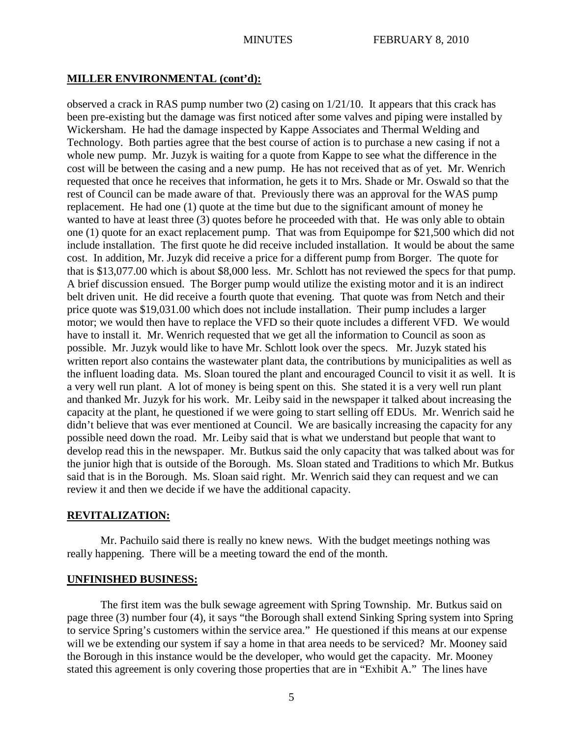## MILLER ENVIRONMENTAL (cont'd):

observed a crack in RAS pump number two (2) casing on 1/21/10. It appears that this crack has been pre-existing but the damage was first noticed after some valves and piping were installed by Wickersham. He had the damage inspected by Kappe Associates and Thermal Welding and Technology. Both parties agree that the best course of action is to purchase a new casing if not a whole new pump. Mr. Juzyk is waiting for a quote from Kappe to see what the difference in the cost will be between the casing and a new pump. He has not received that as of yet. Mr. Wenrich requested that once he receives that information, he gets it to Mrs. Shade or Mr. Oswald so that the rest of Council can be made aware of that. Previously there was an approval for the WAS pump replacement. He had one (1) quote at the time but due to the significant amount of money he wanted to have at least three (3) quotes before he proceeded with that. He was only able to obtain one (1) quote for an exact replacement pump. That was from Equipompe for $21,500 which did not include installation. The first quote he did receive included installation. It would be about the same cost. In addition, Mr. Juzyk did receive a price for a different pump from Borger. The quote for that is $13,077.00 which is about $8,000 less. Mr. Schlott has not reviewed the specs for that pump. A brief discussion ensued. The Borger pump would utilize the existing motor and it is an indirect belt driven unit. He did receive a fourth quote that evening. That quote was from Netch and their price quote was $19,031.00 which does not include installation. Their pump includes a larger motor; we would then have to replace the VFD so their quote includes a different VFD. We would have to install it. Mr. Wenrich requested that we get all the information to Council as soon as possible. Mr. Juzyk would like to have Mr. Schlott look over the specs. Mr. Juzyk stated his written report also contains the wastewater plant data, the contributions by municipalities as well as the influent loading data. Ms. Sloan toured the plant and encouraged Council to visit it as well. It is a very well run plant. A lot of money is being spent on this. She stated it is a very well run plant and thanked Mr. Juzyk for his work. Mr. Leiby said in the newspaper it talked about increasing the capacity at the plant, he questioned if we were going to start selling off EDUs. Mr. Wenrich said he didn't believe that was ever mentioned at Council. We are basically increasing the capacity for any possible need down the road. Mr. Leiby said that is what we understand but people that want to develop read this in the newspaper. Mr. Butkus said the only capacity that was talked about was for the junior high that is outside of the Borough. Ms. Sloan stated and Traditions to which Mr. Butkus said that is in the Borough. Ms. Sloan said right. Mr. Wenrich said they can request and we can review it and then we decide if we have the additional capacity.

## REVITALIZATION:

Mr. Pachuilo said there is really no knew news. With the budget meetings nothing was really happening. There will be a meeting toward the end of the month.

## UNFINISHED BUSINESS:

The first item was the bulk sewage agreement with Spring Township. Mr. Butkus said on page three (3) number four (4), it says "the Borough shall extend Sinking Spring system into Spring to service Spring's customers within the service area." He questioned if this means at our expense will we be extending our system if say a home in that area needs to be serviced? Mr. Mooney said the Borough in this instance would be the developer, who would get the capacity. Mr. Mooney stated this agreement is only covering those properties that are in "Exhibit A." The lines have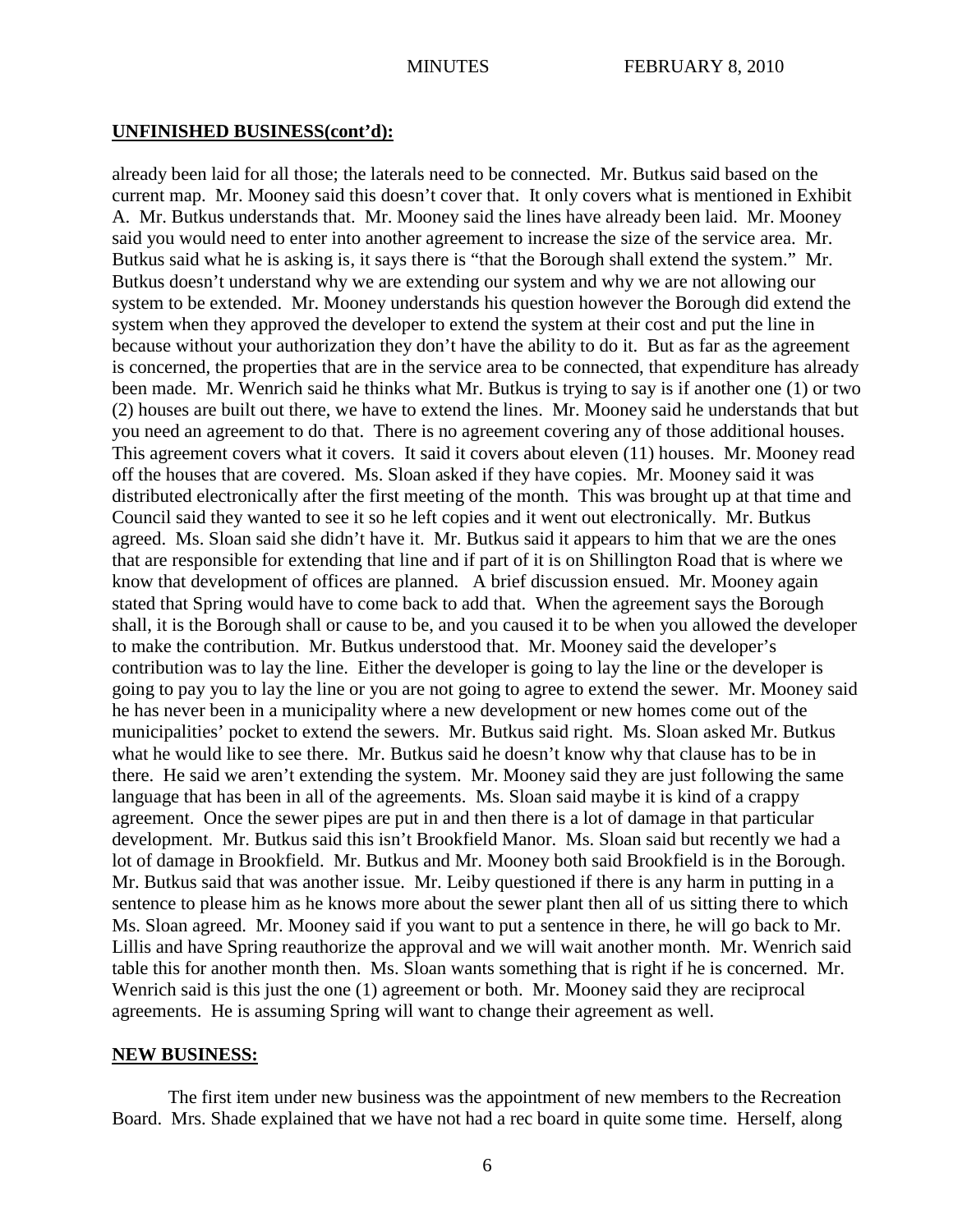## UNFINISHED BUSINESS(cont'd):

already been laid for all those; the laterals need to be connected. Mr. Butkus said based on the current map. Mr. Mooney said this doesn't cover that. It only covers what is mentioned in Exhibit A. Mr. Butkus understands that. Mr. Mooney said the lines have already been laid. Mr. Mooney said you would need to enter into another agreement to increase the size of the service area. Mr. Butkus said what he is asking is, it says there is "that the Borough shall extend the system." Mr. Butkus doesn't understand why we are extending our system and why we are not allowing our system to be extended. Mr. Mooney understands his question however the Borough did extend the system when they approved the developer to extend the system at their cost and put the line in because without your authorization they don't have the ability to do it. But as far as the agreement is concerned, the properties that are in the service area to be connected, that expenditure has already been made. Mr. Wenrich said he thinks what Mr. Butkus is trying to say is if another one (1) or two (2) houses are built out there, we have to extend the lines. Mr. Mooney said he understands that but you need an agreement to do that. There is no agreement covering any of those additional houses. This agreement covers what it covers. It said it covers about eleven (11) houses. Mr. Mooney read off the houses that are covered. Ms. Sloan asked if they have copies. Mr. Mooney said it was distributed electronically after the first meeting of the month. This was brought up at that time and Council said they wanted to see it so he left copies and it went out electronically. Mr. Butkus agreed. Ms. Sloan said she didn't have it. Mr. Butkus said it appears to him that we are the ones that are responsible for extending that line and if part of it is on Shillington Road that is where we know that development of offices are planned. A brief discussion ensued. Mr. Mooney again stated that Spring would have to come back to add that. When the agreement says the Borough shall, it is the Borough shall or cause to be, and you caused it to be when you allowed the developer to make the contribution. Mr. Butkus understood that. Mr. Mooney said the developer's contribution was to lay the line. Either the developer is going to lay the line or the developer is going to pay you to lay the line or you are not going to agree to extend the sewer. Mr. Mooney said he has never been in a municipality where a new development or new homes come out of the municipalities' pocket to extend the sewers. Mr. Butkus said right. Ms. Sloan asked Mr. Butkus what he would like to see there. Mr. Butkus said he doesn't know why that clause has to be in there. He said we aren't extending the system. Mr. Mooney said they are just following the same language that has been in all of the agreements. Ms. Sloan said maybe it is kind of a crappy agreement. Once the sewer pipes are put in and then there is a lot of damage in that particular development. Mr. Butkus said this isn't Brookfield Manor. Ms. Sloan said but recently we had a lot of damage in Brookfield. Mr. Butkus and Mr. Mooney both said Brookfield is in the Borough. Mr. Butkus said that was another issue. Mr. Leiby questioned if there is any harm in putting in a sentence to please him as he knows more about the sewer plant then all of us sitting there to which Ms. Sloan agreed. Mr. Mooney said if you want to put a sentence in there, he will go back to Mr. Lillis and have Spring reauthorize the approval and we will wait another month. Mr. Wenrich said table this for another month then. Ms. Sloan wants something that is right if he is concerned. Mr. Wenrich said is this just the one (1) agreement or both. Mr. Mooney said they are reciprocal agreements. He is assuming Spring will want to change their agreement as well.

## NEW BUSINESS:

The first item under new business was the appointment of new members to the Recreation Board. Mrs. Shade explained that we have not had a rec board in quite some time. Herself, along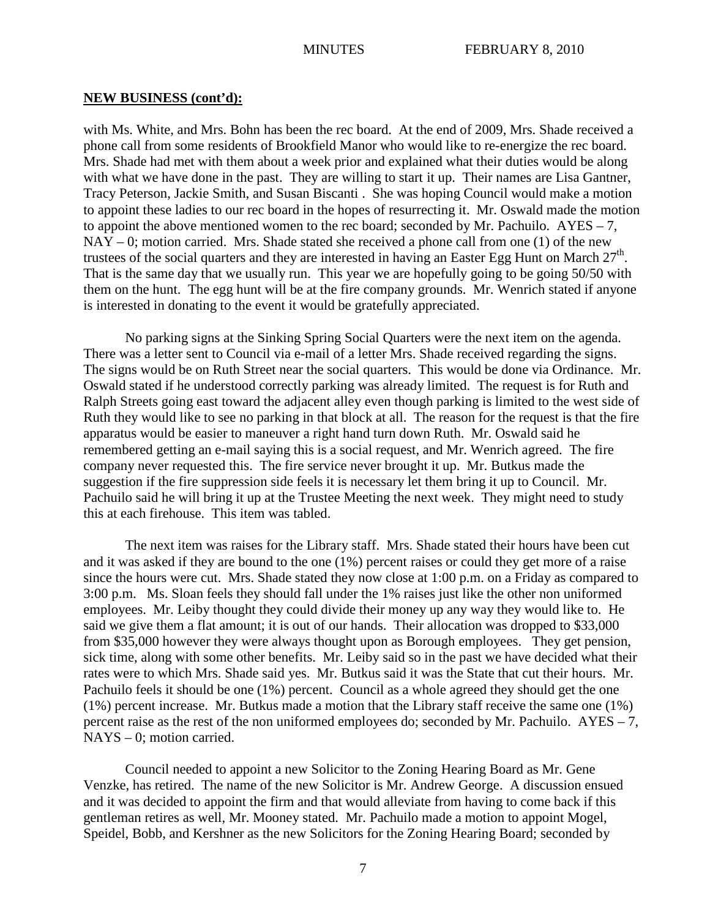**NEW BUSINESS (cont'd):**

with Ms. White, and Mrs. Bohn has been the rec board. At the end of 2009, Mrs. Shade received a phone call from some residents of Brookfield Manor who would like to re-energize the rec board. Mrs. Shade had met with them about a week prior and explained what their duties would be along with what we have done in the past. They are willing to start it up. Their names are Lisa Gantner, Tracy Peterson, Jackie Smith, and Susan Biscanti . She was hoping Council would make a motion to appoint these ladies to our rec board in the hopes of resurrecting it. Mr. Oswald made the motion to appoint the above mentioned women to the rec board; seconded by Mr. Pachuilo. AYES – 7, NAY – 0; motion carried. Mrs. Shade stated she received a phone call from one (1) of the new trustees of the social quarters and they are interested in having an Easter Egg Hunt on March 27th. That is the same day that we usually run. This year we are hopefully going to be going 50/50 with them on the hunt. The egg hunt will be at the fire company grounds. Mr. Wenrich stated if anyone is interested in donating to the event it would be gratefully appreciated.

No parking signs at the Sinking Spring Social Quarters were the next item on the agenda. There was a letter sent to Council via e-mail of a letter Mrs. Shade received regarding the signs. The signs would be on Ruth Street near the social quarters. This would be done via Ordinance. Mr. Oswald stated if he understood correctly parking was already limited. The request is for Ruth and Ralph Streets going east toward the adjacent alley even though parking is limited to the west side of Ruth they would like to see no parking in that block at all. The reason for the request is that the fire apparatus would be easier to maneuver a right hand turn down Ruth. Mr. Oswald said he remembered getting an e-mail saying this is a social request, and Mr. Wenrich agreed. The fire company never requested this. The fire service never brought it up. Mr. Butkus made the suggestion if the fire suppression side feels it is necessary let them bring it up to Council. Mr. Pachuilo said he will bring it up at the Trustee Meeting the next week. They might need to study this at each firehouse. This item was tabled.

The next item was raises for the Library staff. Mrs. Shade stated their hours have been cut and it was asked if they are bound to the one (1%) percent raises or could they get more of a raise since the hours were cut. Mrs. Shade stated they now close at 1:00 p.m. on a Friday as compared to 3:00 p.m. Ms. Sloan feels they should fall under the 1% raises just like the other non uniformed employees. Mr. Leiby thought they could divide their money up any way they would like to. He said we give them a flat amount; it is out of our hands. Their allocation was dropped to $33,000 from $35,000 however they were always thought upon as Borough employees. They get pension, sick time, along with some other benefits. Mr. Leiby said so in the past we have decided what their rates were to which Mrs. Shade said yes. Mr. Butkus said it was the State that cut their hours. Mr. Pachuilo feels it should be one (1%) percent. Council as a whole agreed they should get the one (1%) percent increase. Mr. Butkus made a motion that the Library staff receive the same one (1%) percent raise as the rest of the non uniformed employees do; seconded by Mr. Pachuilo. AYES – 7, NAYS – 0; motion carried.

Council needed to appoint a new Solicitor to the Zoning Hearing Board as Mr. Gene Venzke, has retired. The name of the new Solicitor is Mr. Andrew George. A discussion ensued and it was decided to appoint the firm and that would alleviate from having to come back if this gentleman retires as well, Mr. Mooney stated. Mr. Pachuilo made a motion to appoint Mogel, Speidel, Bobb, and Kershner as the new Solicitors for the Zoning Hearing Board; seconded by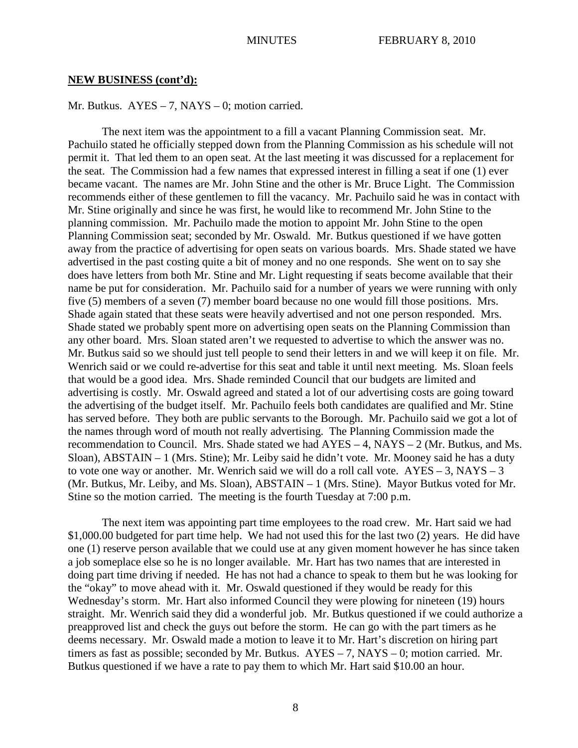**NEW BUSINESS (cont'd):**

Mr. Butkus. AYES – 7, NAYS – 0; motion carried.

The next item was the appointment to a fill a vacant Planning Commission seat. Mr. Pachuilo stated he officially stepped down from the Planning Commission as his schedule will not permit it. That led them to an open seat. At the last meeting it was discussed for a replacement for the seat. The Commission had a few names that expressed interest in filling a seat if one (1) ever became vacant. The names are Mr. John Stine and the other is Mr. Bruce Light. The Commission recommends either of these gentlemen to fill the vacancy. Mr. Pachuilo said he was in contact with Mr. Stine originally and since he was first, he would like to recommend Mr. John Stine to the planning commission. Mr. Pachuilo made the motion to appoint Mr. John Stine to the open Planning Commission seat; seconded by Mr. Oswald. Mr. Butkus questioned if we have gotten away from the practice of advertising for open seats on various boards. Mrs. Shade stated we have advertised in the past costing quite a bit of money and no one responds. She went on to say she does have letters from both Mr. Stine and Mr. Light requesting if seats become available that their name be put for consideration. Mr. Pachuilo said for a number of years we were running with only five (5) members of a seven (7) member board because no one would fill those positions. Mrs. Shade again stated that these seats were heavily advertised and not one person responded. Mrs. Shade stated we probably spent more on advertising open seats on the Planning Commission than any other board. Mrs. Sloan stated aren't we requested to advertise to which the answer was no. Mr. Butkus said so we should just tell people to send their letters in and we will keep it on file. Mr. Wenrich said or we could re-advertise for this seat and table it until next meeting. Ms. Sloan feels that would be a good idea. Mrs. Shade reminded Council that our budgets are limited and advertising is costly. Mr. Oswald agreed and stated a lot of our advertising costs are going toward the advertising of the budget itself. Mr. Pachuilo feels both candidates are qualified and Mr. Stine has served before. They both are public servants to the Borough. Mr. Pachuilo said we got a lot of the names through word of mouth not really advertising. The Planning Commission made the recommendation to Council. Mrs. Shade stated we had AYES – 4, NAYS – 2 (Mr. Butkus, and Ms. Sloan), ABSTAIN – 1 (Mrs. Stine); Mr. Leiby said he didn't vote. Mr. Mooney said he has a duty to vote one way or another. Mr. Wenrich said we will do a roll call vote. AYES – 3, NAYS – 3 (Mr. Butkus, Mr. Leiby, and Ms. Sloan), ABSTAIN – 1 (Mrs. Stine). Mayor Butkus voted for Mr. Stine so the motion carried. The meeting is the fourth Tuesday at 7:00 p.m.

The next item was appointing part time employees to the road crew. Mr. Hart said we had $1,000.00 budgeted for part time help. We had not used this for the last two (2) years. He did have one (1) reserve person available that we could use at any given moment however he has since taken a job someplace else so he is no longer available. Mr. Hart has two names that are interested in doing part time driving if needed. He has not had a chance to speak to them but he was looking for the "okay" to move ahead with it. Mr. Oswald questioned if they would be ready for this Wednesday's storm. Mr. Hart also informed Council they were plowing for nineteen (19) hours straight. Mr. Wenrich said they did a wonderful job. Mr. Butkus questioned if we could authorize a preapproved list and check the guys out before the storm. He can go with the part timers as he deems necessary. Mr. Oswald made a motion to leave it to Mr. Hart's discretion on hiring part timers as fast as possible; seconded by Mr. Butkus. AYES – 7, NAYS – 0; motion carried. Mr. Butkus questioned if we have a rate to pay them to which Mr. Hart said $10.00 an hour.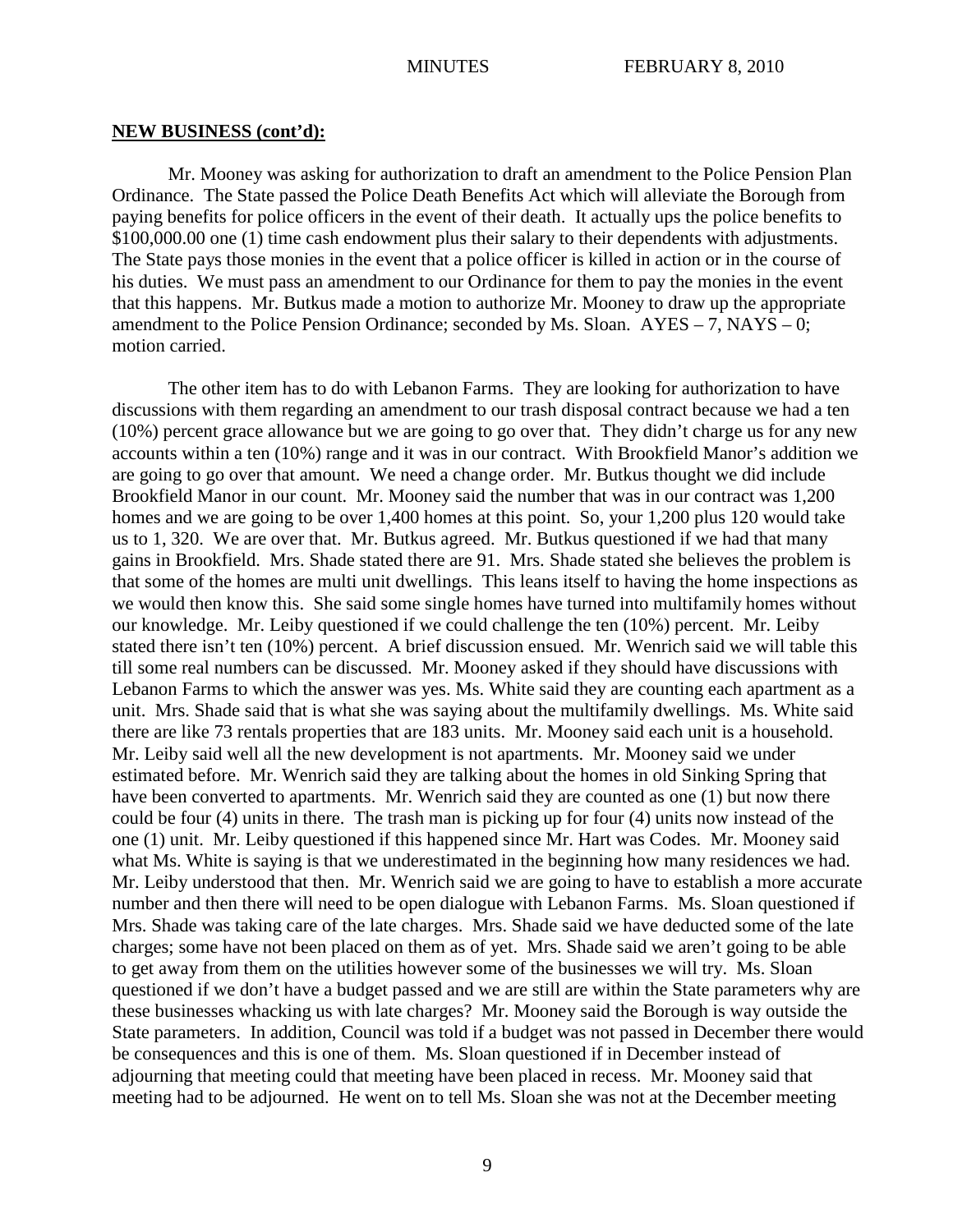**NEW BUSINESS (cont'd):**

Mr. Mooney was asking for authorization to draft an amendment to the Police Pension Plan Ordinance. The State passed the Police Death Benefits Act which will alleviate the Borough from paying benefits for police officers in the event of their death. It actually ups the police benefits to $100,000.00 one (1) time cash endowment plus their salary to their dependents with adjustments. The State pays those monies in the event that a police officer is killed in action or in the course of his duties. We must pass an amendment to our Ordinance for them to pay the monies in the event that this happens. Mr. Butkus made a motion to authorize Mr. Mooney to draw up the appropriate amendment to the Police Pension Ordinance; seconded by Ms. Sloan. AYES – 7, NAYS – 0; motion carried.

The other item has to do with Lebanon Farms. They are looking for authorization to have discussions with them regarding an amendment to our trash disposal contract because we had a ten (10%) percent grace allowance but we are going to go over that. They didn't charge us for any new accounts within a ten (10%) range and it was in our contract. With Brookfield Manor's addition we are going to go over that amount. We need a change order. Mr. Butkus thought we did include Brookfield Manor in our count. Mr. Mooney said the number that was in our contract was 1,200 homes and we are going to be over 1,400 homes at this point. So, your 1,200 plus 120 would take us to 1, 320. We are over that. Mr. Butkus agreed. Mr. Butkus questioned if we had that many gains in Brookfield. Mrs. Shade stated there are 91. Mrs. Shade stated she believes the problem is that some of the homes are multi unit dwellings. This leans itself to having the home inspections as we would then know this. She said some single homes have turned into multifamily homes without our knowledge. Mr. Leiby questioned if we could challenge the ten (10%) percent. Mr. Leiby stated there isn't ten (10%) percent. A brief discussion ensued. Mr. Wenrich said we will table this till some real numbers can be discussed. Mr. Mooney asked if they should have discussions with Lebanon Farms to which the answer was yes. Ms. White said they are counting each apartment as a unit. Mrs. Shade said that is what she was saying about the multifamily dwellings. Ms. White said there are like 73 rentals properties that are 183 units. Mr. Mooney said each unit is a household. Mr. Leiby said well all the new development is not apartments. Mr. Mooney said we under estimated before. Mr. Wenrich said they are talking about the homes in old Sinking Spring that have been converted to apartments. Mr. Wenrich said they are counted as one (1) but now there could be four (4) units in there. The trash man is picking up for four (4) units now instead of the one (1) unit. Mr. Leiby questioned if this happened since Mr. Hart was Codes. Mr. Mooney said what Ms. White is saying is that we underestimated in the beginning how many residences we had. Mr. Leiby understood that then. Mr. Wenrich said we are going to have to establish a more accurate number and then there will need to be open dialogue with Lebanon Farms. Ms. Sloan questioned if Mrs. Shade was taking care of the late charges. Mrs. Shade said we have deducted some of the late charges; some have not been placed on them as of yet. Mrs. Shade said we aren't going to be able to get away from them on the utilities however some of the businesses we will try. Ms. Sloan questioned if we don't have a budget passed and we are still are within the State parameters why are these businesses whacking us with late charges? Mr. Mooney said the Borough is way outside the State parameters. In addition, Council was told if a budget was not passed in December there would be consequences and this is one of them. Ms. Sloan questioned if in December instead of adjourning that meeting could that meeting have been placed in recess. Mr. Mooney said that meeting had to be adjourned. He went on to tell Ms. Sloan she was not at the December meeting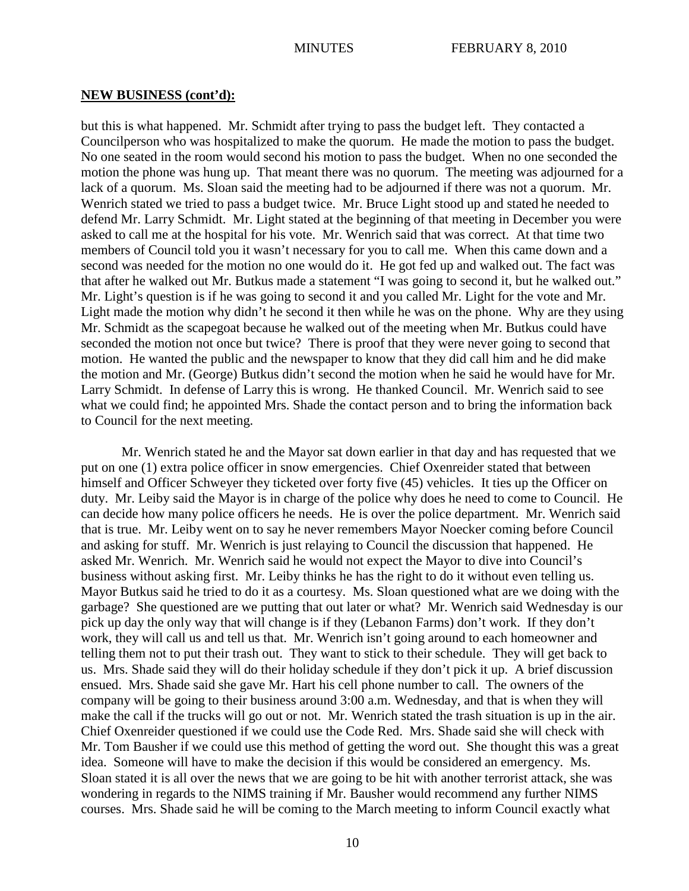**NEW BUSINESS (cont'd):**

but this is what happened. Mr. Schmidt after trying to pass the budget left. They contacted a Councilperson who was hospitalized to make the quorum. He made the motion to pass the budget. No one seated in the room would second his motion to pass the budget. When no one seconded the motion the phone was hung up. That meant there was no quorum. The meeting was adjourned for a lack of a quorum. Ms. Sloan said the meeting had to be adjourned if there was not a quorum. Mr. Wenrich stated we tried to pass a budget twice. Mr. Bruce Light stood up and stated he needed to defend Mr. Larry Schmidt. Mr. Light stated at the beginning of that meeting in December you were asked to call me at the hospital for his vote. Mr. Wenrich said that was correct. At that time two members of Council told you it wasn't necessary for you to call me. When this came down and a second was needed for the motion no one would do it. He got fed up and walked out. The fact was that after he walked out Mr. Butkus made a statement "I was going to second it, but he walked out." Mr. Light's question is if he was going to second it and you called Mr. Light for the vote and Mr. Light made the motion why didn't he second it then while he was on the phone. Why are they using Mr. Schmidt as the scapegoat because he walked out of the meeting when Mr. Butkus could have seconded the motion not once but twice? There is proof that they were never going to second that motion. He wanted the public and the newspaper to know that they did call him and he did make the motion and Mr. (George) Butkus didn't second the motion when he said he would have for Mr. Larry Schmidt. In defense of Larry this is wrong. He thanked Council. Mr. Wenrich said to see what we could find; he appointed Mrs. Shade the contact person and to bring the information back to Council for the next meeting.

Mr. Wenrich stated he and the Mayor sat down earlier in that day and has requested that we put on one (1) extra police officer in snow emergencies. Chief Oxenreider stated that between himself and Officer Schweyer they ticketed over forty five (45) vehicles. It ties up the Officer on duty. Mr. Leiby said the Mayor is in charge of the police why does he need to come to Council. He can decide how many police officers he needs. He is over the police department. Mr. Wenrich said that is true. Mr. Leiby went on to say he never remembers Mayor Noecker coming before Council and asking for stuff. Mr. Wenrich is just relaying to Council the discussion that happened. He asked Mr. Wenrich. Mr. Wenrich said he would not expect the Mayor to dive into Council's business without asking first. Mr. Leiby thinks he has the right to do it without even telling us. Mayor Butkus said he tried to do it as a courtesy. Ms. Sloan questioned what are we doing with the garbage? She questioned are we putting that out later or what? Mr. Wenrich said Wednesday is our pick up day the only way that will change is if they (Lebanon Farms) don't work. If they don't work, they will call us and tell us that. Mr. Wenrich isn't going around to each homeowner and telling them not to put their trash out. They want to stick to their schedule. They will get back to us. Mrs. Shade said they will do their holiday schedule if they don't pick it up. A brief discussion ensued. Mrs. Shade said she gave Mr. Hart his cell phone number to call. The owners of the company will be going to their business around 3:00 a.m. Wednesday, and that is when they will make the call if the trucks will go out or not. Mr. Wenrich stated the trash situation is up in the air. Chief Oxenreider questioned if we could use the Code Red. Mrs. Shade said she will check with Mr. Tom Bausher if we could use this method of getting the word out. She thought this was a great idea. Someone will have to make the decision if this would be considered an emergency. Ms. Sloan stated it is all over the news that we are going to be hit with another terrorist attack, she was wondering in regards to the NIMS training if Mr. Bausher would recommend any further NIMS courses. Mrs. Shade said he will be coming to the March meeting to inform Council exactly what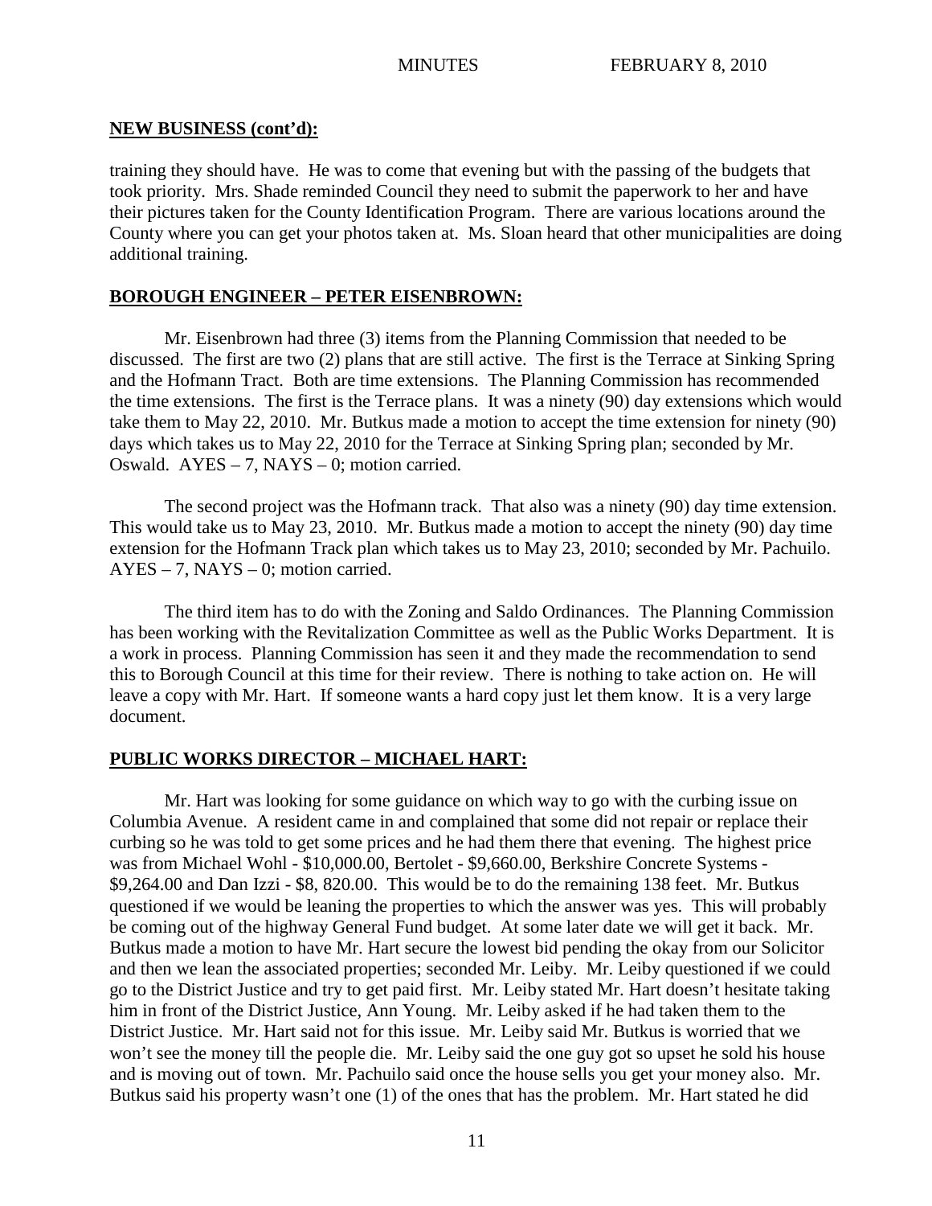## NEW BUSINESS (cont'd):

training they should have. He was to come that evening but with the passing of the budgets that took priority. Mrs. Shade reminded Council they need to submit the paperwork to her and have their pictures taken for the County Identification Program. There are various locations around the County where you can get your photos taken at. Ms. Sloan heard that other municipalities are doing additional training.

## BOROUGH ENGINEER – PETER EISENBROWN:

Mr. Eisenbrown had three (3) items from the Planning Commission that needed to be discussed. The first are two (2) plans that are still active. The first is the Terrace at Sinking Spring and the Hofmann Tract. Both are time extensions. The Planning Commission has recommended the time extensions. The first is the Terrace plans. It was a ninety (90) day extensions which would take them to May 22, 2010. Mr. Butkus made a motion to accept the time extension for ninety (90) days which takes us to May 22, 2010 for the Terrace at Sinking Spring plan; seconded by Mr. Oswald. AYES – 7, NAYS – 0; motion carried.

The second project was the Hofmann track. That also was a ninety (90) day time extension. This would take us to May 23, 2010. Mr. Butkus made a motion to accept the ninety (90) day time extension for the Hofmann Track plan which takes us to May 23, 2010; seconded by Mr. Pachuilo. AYES – 7, NAYS – 0; motion carried.

The third item has to do with the Zoning and Saldo Ordinances. The Planning Commission has been working with the Revitalization Committee as well as the Public Works Department. It is a work in process. Planning Commission has seen it and they made the recommendation to send this to Borough Council at this time for their review. There is nothing to take action on. He will leave a copy with Mr. Hart. If someone wants a hard copy just let them know. It is a very large document.

## PUBLIC WORKS DIRECTOR – MICHAEL HART:

Mr. Hart was looking for some guidance on which way to go with the curbing issue on Columbia Avenue. A resident came in and complained that some did not repair or replace their curbing so he was told to get some prices and he had them there that evening. The highest price was from Michael Wohl - $10,000.00, Bertolet - $9,660.00, Berkshire Concrete Systems - $9,264.00 and Dan Izzi - $8, 820.00. This would be to do the remaining 138 feet. Mr. Butkus questioned if we would be leaning the properties to which the answer was yes. This will probably be coming out of the highway General Fund budget. At some later date we will get it back. Mr. Butkus made a motion to have Mr. Hart secure the lowest bid pending the okay from our Solicitor and then we lean the associated properties; seconded Mr. Leiby. Mr. Leiby questioned if we could go to the District Justice and try to get paid first. Mr. Leiby stated Mr. Hart doesn't hesitate taking him in front of the District Justice, Ann Young. Mr. Leiby asked if he had taken them to the District Justice. Mr. Hart said not for this issue. Mr. Leiby said Mr. Butkus is worried that we won't see the money till the people die. Mr. Leiby said the one guy got so upset he sold his house and is moving out of town. Mr. Pachuilo said once the house sells you get your money also. Mr. Butkus said his property wasn't one (1) of the ones that has the problem. Mr. Hart stated he did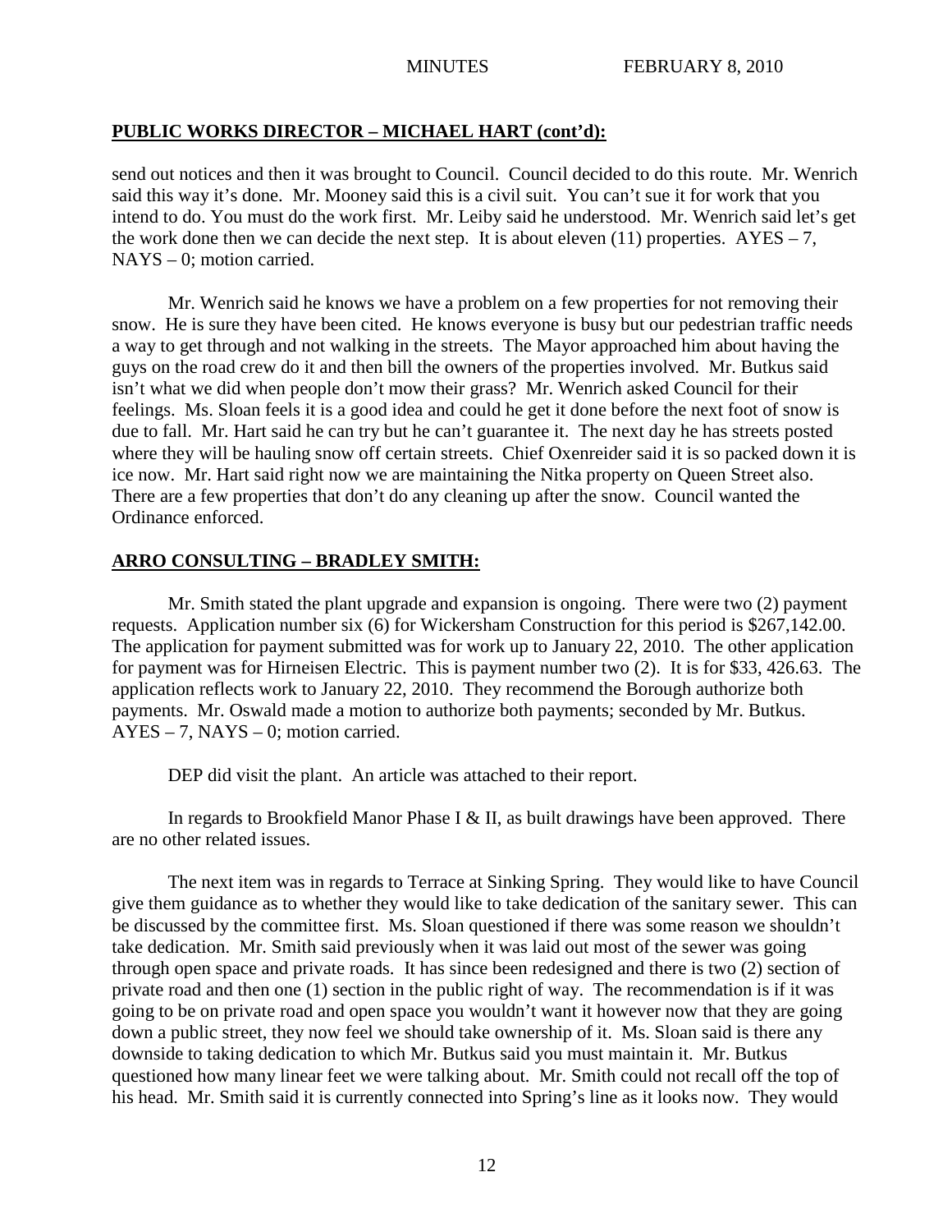## PUBLIC WORKS DIRECTOR – MICHAEL HART (cont'd):

send out notices and then it was brought to Council. Council decided to do this route. Mr. Wenrich said this way it's done. Mr. Mooney said this is a civil suit. You can't sue it for work that you intend to do. You must do the work first. Mr. Leiby said he understood. Mr. Wenrich said let's get the work done then we can decide the next step. It is about eleven (11) properties. AYES – 7, NAYS – 0; motion carried.

Mr. Wenrich said he knows we have a problem on a few properties for not removing their snow. He is sure they have been cited. He knows everyone is busy but our pedestrian traffic needs a way to get through and not walking in the streets. The Mayor approached him about having the guys on the road crew do it and then bill the owners of the properties involved. Mr. Butkus said isn't what we did when people don't mow their grass? Mr. Wenrich asked Council for their feelings. Ms. Sloan feels it is a good idea and could he get it done before the next foot of snow is due to fall. Mr. Hart said he can try but he can't guarantee it. The next day he has streets posted where they will be hauling snow off certain streets. Chief Oxenreider said it is so packed down it is ice now. Mr. Hart said right now we are maintaining the Nitka property on Queen Street also. There are a few properties that don't do any cleaning up after the snow. Council wanted the Ordinance enforced.

## ARRO CONSULTING – BRADLEY SMITH:

Mr. Smith stated the plant upgrade and expansion is ongoing. There were two (2) payment requests. Application number six (6) for Wickersham Construction for this period is $267,142.00. The application for payment submitted was for work up to January 22, 2010. The other application for payment was for Hirneisen Electric. This is payment number two (2). It is for $33, 426.63. The application reflects work to January 22, 2010. They recommend the Borough authorize both payments. Mr. Oswald made a motion to authorize both payments; seconded by Mr. Butkus. AYES – 7, NAYS – 0; motion carried.

DEP did visit the plant. An article was attached to their report.

In regards to Brookfield Manor Phase I & II, as built drawings have been approved. There are no other related issues.

The next item was in regards to Terrace at Sinking Spring. They would like to have Council give them guidance as to whether they would like to take dedication of the sanitary sewer. This can be discussed by the committee first. Ms. Sloan questioned if there was some reason we shouldn't take dedication. Mr. Smith said previously when it was laid out most of the sewer was going through open space and private roads. It has since been redesigned and there is two (2) section of private road and then one (1) section in the public right of way. The recommendation is if it was going to be on private road and open space you wouldn't want it however now that they are going down a public street, they now feel we should take ownership of it. Ms. Sloan said is there any downside to taking dedication to which Mr. Butkus said you must maintain it. Mr. Butkus questioned how many linear feet we were talking about. Mr. Smith could not recall off the top of his head. Mr. Smith said it is currently connected into Spring's line as it looks now. They would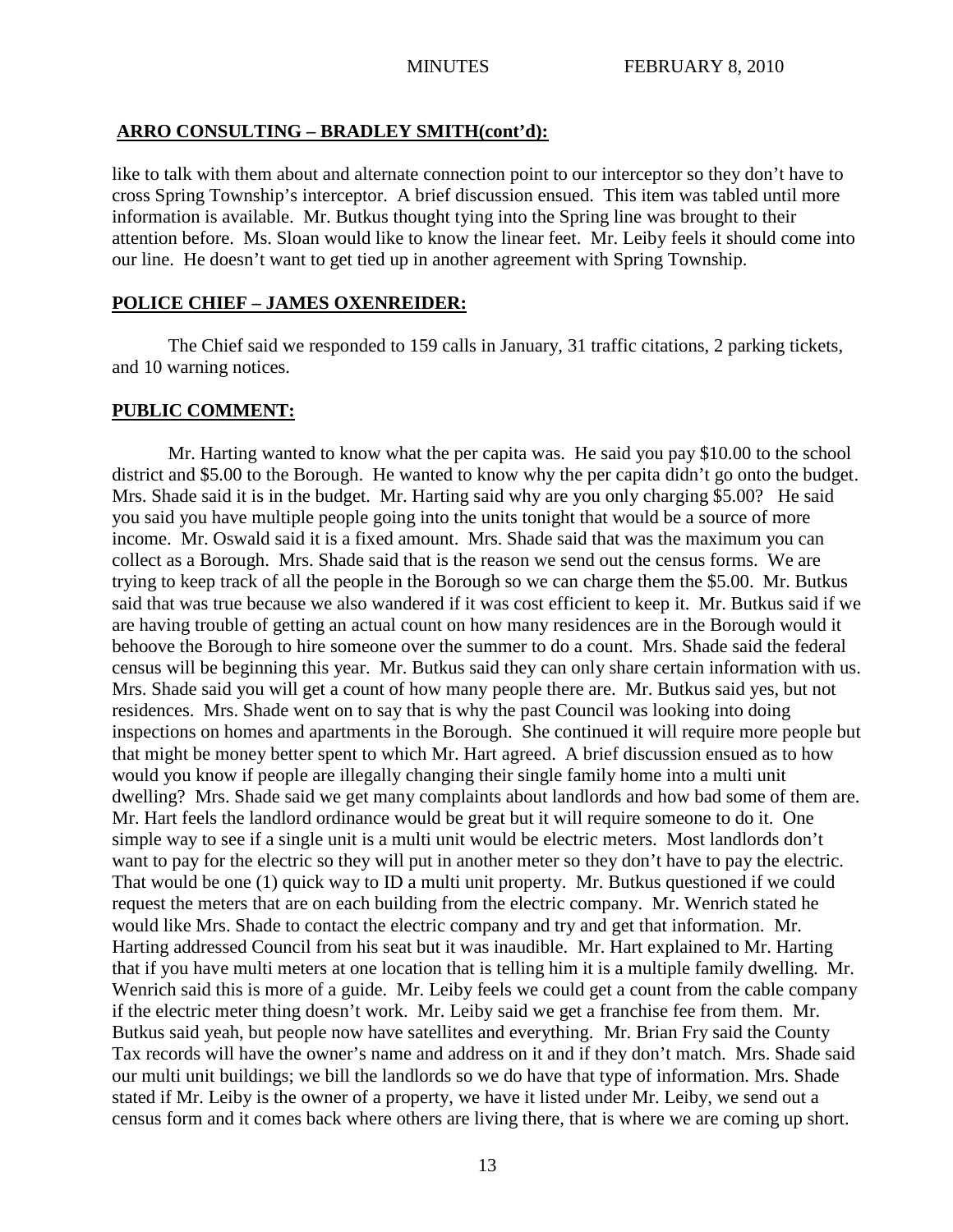## ARRO CONSULTING – BRADLEY SMITH(cont'd):

like to talk with them about and alternate connection point to our interceptor so they don't have to cross Spring Township's interceptor. A brief discussion ensued. This item was tabled until more information is available. Mr. Butkus thought tying into the Spring line was brought to their attention before. Ms. Sloan would like to know the linear feet. Mr. Leiby feels it should come into our line. He doesn't want to get tied up in another agreement with Spring Township.

## POLICE CHIEF – JAMES OXENREIDER:

The Chief said we responded to 159 calls in January, 31 traffic citations, 2 parking tickets, and 10 warning notices.

## PUBLIC COMMENT:

Mr. Harting wanted to know what the per capita was. He said you pay $10.00 to the school district and $5.00 to the Borough. He wanted to know why the per capita didn't go onto the budget. Mrs. Shade said it is in the budget. Mr. Harting said why are you only charging $5.00? He said you said you have multiple people going into the units tonight that would be a source of more income. Mr. Oswald said it is a fixed amount. Mrs. Shade said that was the maximum you can collect as a Borough. Mrs. Shade said that is the reason we send out the census forms. We are trying to keep track of all the people in the Borough so we can charge them the $5.00. Mr. Butkus said that was true because we also wandered if it was cost efficient to keep it. Mr. Butkus said if we are having trouble of getting an actual count on how many residences are in the Borough would it behoove the Borough to hire someone over the summer to do a count. Mrs. Shade said the federal census will be beginning this year. Mr. Butkus said they can only share certain information with us. Mrs. Shade said you will get a count of how many people there are. Mr. Butkus said yes, but not residences. Mrs. Shade went on to say that is why the past Council was looking into doing inspections on homes and apartments in the Borough. She continued it will require more people but that might be money better spent to which Mr. Hart agreed. A brief discussion ensued as to how would you know if people are illegally changing their single family home into a multi unit dwelling? Mrs. Shade said we get many complaints about landlords and how bad some of them are. Mr. Hart feels the landlord ordinance would be great but it will require someone to do it. One simple way to see if a single unit is a multi unit would be electric meters. Most landlords don't want to pay for the electric so they will put in another meter so they don't have to pay the electric. That would be one (1) quick way to ID a multi unit property. Mr. Butkus questioned if we could request the meters that are on each building from the electric company. Mr. Wenrich stated he would like Mrs. Shade to contact the electric company and try and get that information. Mr. Harting addressed Council from his seat but it was inaudible. Mr. Hart explained to Mr. Harting that if you have multi meters at one location that is telling him it is a multiple family dwelling. Mr. Wenrich said this is more of a guide. Mr. Leiby feels we could get a count from the cable company if the electric meter thing doesn't work. Mr. Leiby said we get a franchise fee from them. Mr. Butkus said yeah, but people now have satellites and everything. Mr. Brian Fry said the County Tax records will have the owner's name and address on it and if they don't match. Mrs. Shade said our multi unit buildings; we bill the landlords so we do have that type of information. Mrs. Shade stated if Mr. Leiby is the owner of a property, we have it listed under Mr. Leiby, we send out a census form and it comes back where others are living there, that is where we are coming up short.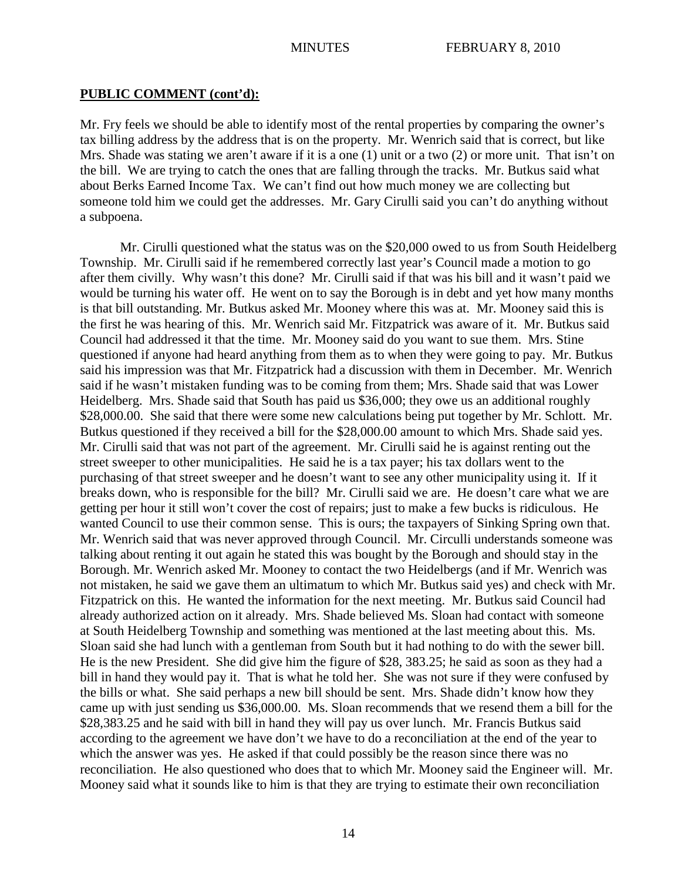## PUBLIC COMMENT (cont'd):

Mr. Fry feels we should be able to identify most of the rental properties by comparing the owner's tax billing address by the address that is on the property. Mr. Wenrich said that is correct, but like Mrs. Shade was stating we aren't aware if it is a one (1) unit or a two (2) or more unit. That isn't on the bill. We are trying to catch the ones that are falling through the tracks. Mr. Butkus said what about Berks Earned Income Tax. We can't find out how much money we are collecting but someone told him we could get the addresses. Mr. Gary Cirulli said you can't do anything without a subpoena.

Mr. Cirulli questioned what the status was on the $20,000 owed to us from South Heidelberg Township. Mr. Cirulli said if he remembered correctly last year's Council made a motion to go after them civilly. Why wasn't this done? Mr. Cirulli said if that was his bill and it wasn't paid we would be turning his water off. He went on to say the Borough is in debt and yet how many months is that bill outstanding. Mr. Butkus asked Mr. Mooney where this was at. Mr. Mooney said this is the first he was hearing of this. Mr. Wenrich said Mr. Fitzpatrick was aware of it. Mr. Butkus said Council had addressed it that the time. Mr. Mooney said do you want to sue them. Mrs. Stine questioned if anyone had heard anything from them as to when they were going to pay. Mr. Butkus said his impression was that Mr. Fitzpatrick had a discussion with them in December. Mr. Wenrich said if he wasn't mistaken funding was to be coming from them; Mrs. Shade said that was Lower Heidelberg. Mrs. Shade said that South has paid us $36,000; they owe us an additional roughly $28,000.00. She said that there were some new calculations being put together by Mr. Schlott. Mr. Butkus questioned if they received a bill for the $28,000.00 amount to which Mrs. Shade said yes. Mr. Cirulli said that was not part of the agreement. Mr. Cirulli said he is against renting out the street sweeper to other municipalities. He said he is a tax payer; his tax dollars went to the purchasing of that street sweeper and he doesn't want to see any other municipality using it. If it breaks down, who is responsible for the bill? Mr. Cirulli said we are. He doesn't care what we are getting per hour it still won't cover the cost of repairs; just to make a few bucks is ridiculous. He wanted Council to use their common sense. This is ours; the taxpayers of Sinking Spring own that. Mr. Wenrich said that was never approved through Council. Mr. Circulli understands someone was talking about renting it out again he stated this was bought by the Borough and should stay in the Borough. Mr. Wenrich asked Mr. Mooney to contact the two Heidelbergs (and if Mr. Wenrich was not mistaken, he said we gave them an ultimatum to which Mr. Butkus said yes) and check with Mr. Fitzpatrick on this. He wanted the information for the next meeting. Mr. Butkus said Council had already authorized action on it already. Mrs. Shade believed Ms. Sloan had contact with someone at South Heidelberg Township and something was mentioned at the last meeting about this. Ms. Sloan said she had lunch with a gentleman from South but it had nothing to do with the sewer bill. He is the new President. She did give him the figure of $28, 383.25; he said as soon as they had a bill in hand they would pay it. That is what he told her. She was not sure if they were confused by the bills or what. She said perhaps a new bill should be sent. Mrs. Shade didn't know how they came up with just sending us $36,000.00. Ms. Sloan recommends that we resend them a bill for the $28,383.25 and he said with bill in hand they will pay us over lunch. Mr. Francis Butkus said according to the agreement we have don't we have to do a reconciliation at the end of the year to which the answer was yes. He asked if that could possibly be the reason since there was no reconciliation. He also questioned who does that to which Mr. Mooney said the Engineer will. Mr. Mooney said what it sounds like to him is that they are trying to estimate their own reconciliation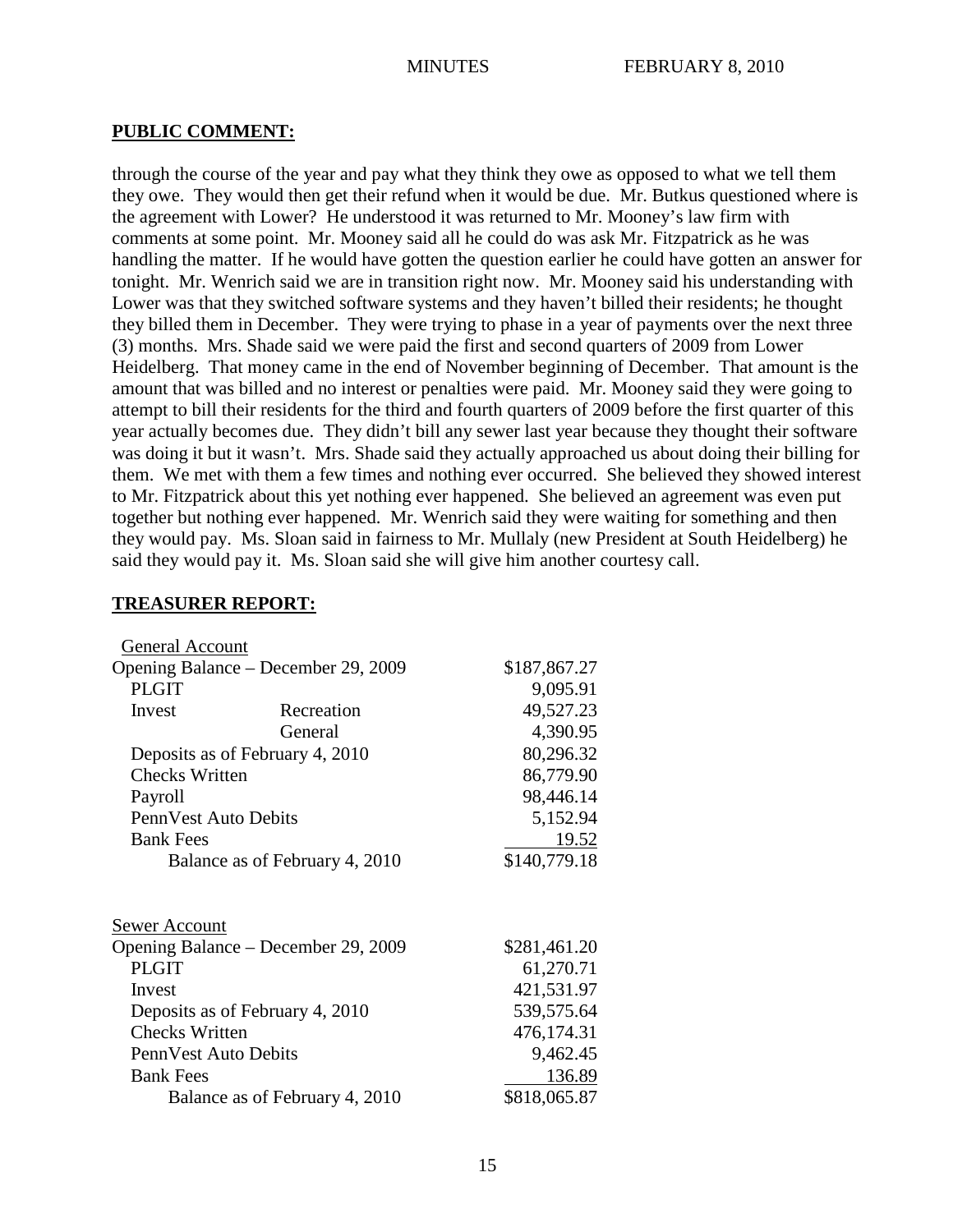## PUBLIC COMMENT:

through the course of the year and pay what they think they owe as opposed to what we tell them they owe. They would then get their refund when it would be due. Mr. Butkus questioned where is the agreement with Lower? He understood it was returned to Mr. Mooney's law firm with comments at some point. Mr. Mooney said all he could do was ask Mr. Fitzpatrick as he was handling the matter. If he would have gotten the question earlier he could have gotten an answer for tonight. Mr. Wenrich said we are in transition right now. Mr. Mooney said his understanding with Lower was that they switched software systems and they haven't billed their residents; he thought they billed them in December. They were trying to phase in a year of payments over the next three (3) months. Mrs. Shade said we were paid the first and second quarters of 2009 from Lower Heidelberg. That money came in the end of November beginning of December. That amount is the amount that was billed and no interest or penalties were paid. Mr. Mooney said they were going to attempt to bill their residents for the third and fourth quarters of 2009 before the first quarter of this year actually becomes due. They didn't bill any sewer last year because they thought their software was doing it but it wasn't. Mrs. Shade said they actually approached us about doing their billing for them. We met with them a few times and nothing ever occurred. She believed they showed interest to Mr. Fitzpatrick about this yet nothing ever happened. She believed an agreement was even put together but nothing ever happened. Mr. Wenrich said they were waiting for something and then they would pay. Ms. Sloan said in fairness to Mr. Mullaly (new President at South Heidelberg) he said they would pay it. Ms. Sloan said she will give him another courtesy call.

## TREASURER REPORT:

| General Account | | |
|---|---|---|
| Opening Balance – December 29, 2009 | | $187,867.27 |
| PLGIT | | 9,095.91 |
| Invest | Recreation | 49,527.23 |
| | General | 4,390.95 |
| Deposits as of February 4, 2010 | | 80,296.32 |
| Checks Written | | 86,779.90 |
| Payroll | | 98,446.14 |
| PennVest Auto Debits | | 5,152.94 |
| Bank Fees | | 19.52 |
| Balance as of February 4, 2010 | | $140,779.18 |

| Sewer Account | |
|---|---|
| Opening Balance – December 29, 2009 | $281,461.20 |
| PLGIT | 61,270.71 |
| Invest | 421,531.97 |
| Deposits as of February 4, 2010 | 539,575.64 |
| Checks Written | 476,174.31 |
| PennVest Auto Debits | 9,462.45 |
| Bank Fees | 136.89 |
| Balance as of February 4, 2010 | $818,065.87 |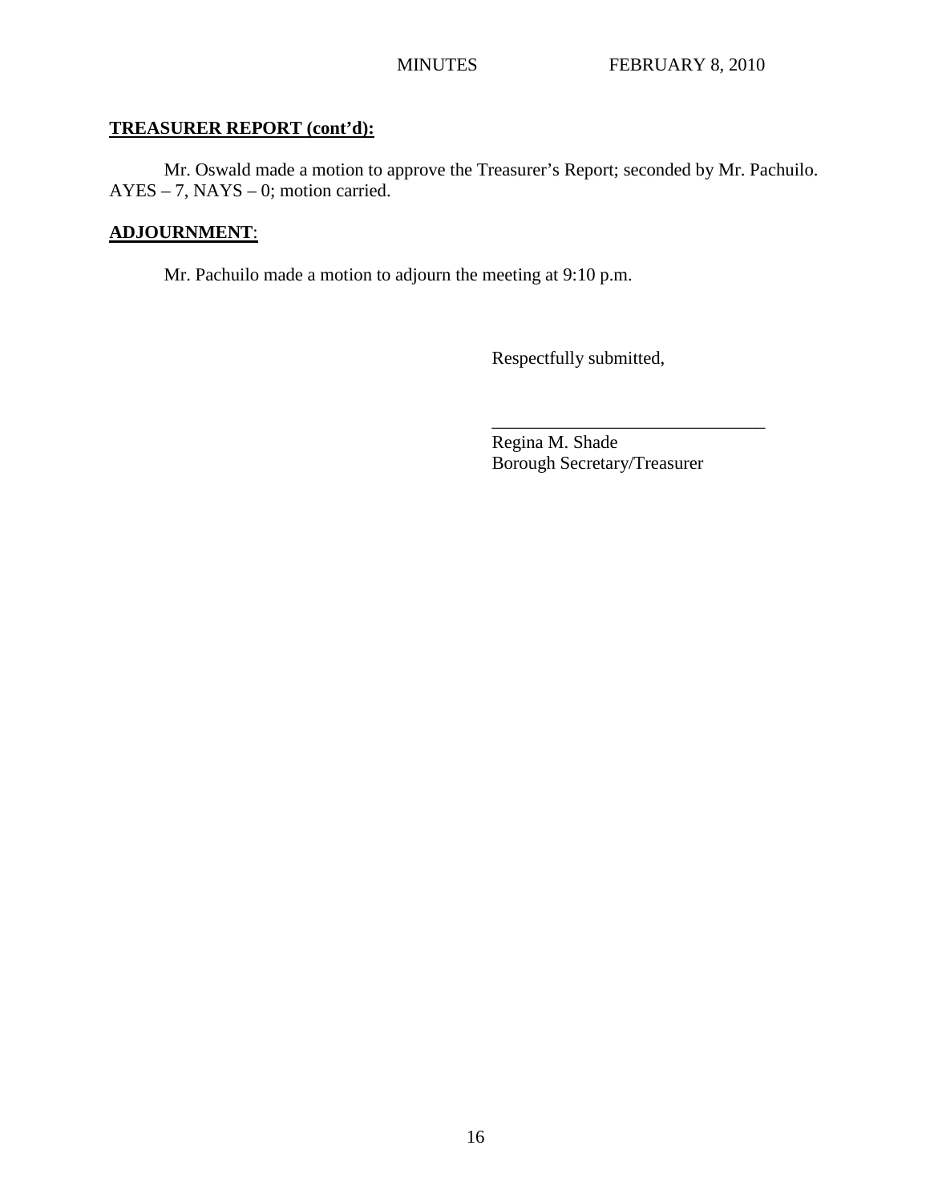**TREASURER REPORT (cont'd):**

Mr. Oswald made a motion to approve the Treasurer's Report; seconded by Mr. Pachuilo. AYES – 7, NAYS – 0; motion carried.

**ADJOURNMENT**:

Mr. Pachuilo made a motion to adjourn the meeting at 9:10 p.m.

Respectfully submitted,

\_\_\_\_\_\_\_\_\_\_\_\_\_\_\_\_\_\_\_\_\_\_\_\_\_\_\_\_\_\_

Regina M. Shade
Borough Secretary/Treasurer